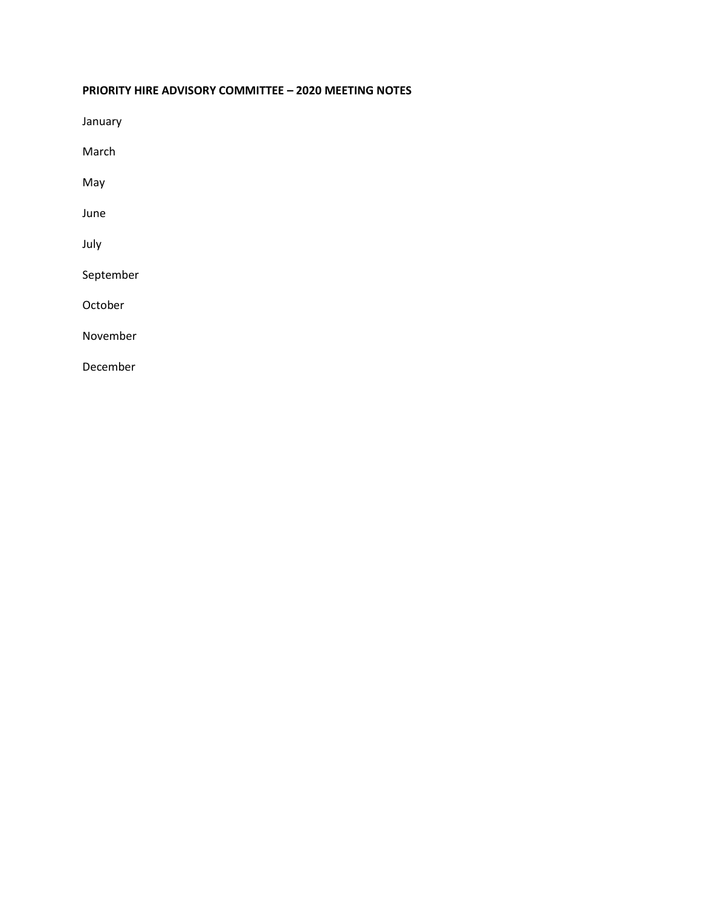**PRIORITY HIRE ADVISORY COMMITTEE – 2020 MEETING NOTES**

January

March

May

June

July

September

October

November

December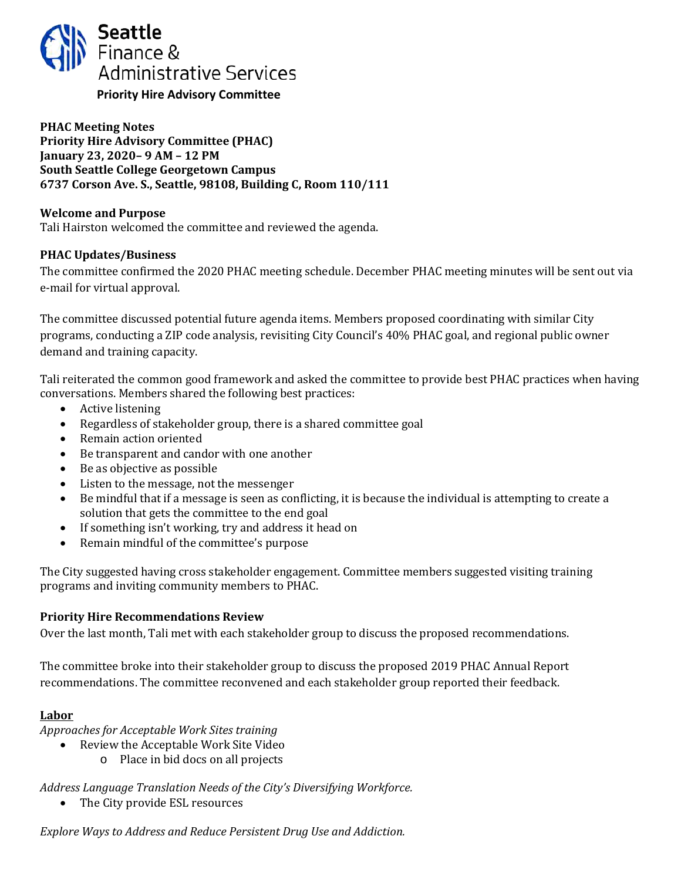Seattle Finance & Administrative Services

**Priority Hire Advisory Committee**

**PHAC Meeting Notes**
**Priority Hire Advisory Committee (PHAC)**
**January 23, 2020– 9 AM – 12 PM**
**South Seattle College Georgetown Campus**
**6737 Corson Ave. S., Seattle, 98108, Building C, Room 110/111**

**Welcome and Purpose**

Tali Hairston welcomed the committee and reviewed the agenda.

**PHAC Updates/Business**

The committee confirmed the 2020 PHAC meeting schedule. December PHAC meeting minutes will be sent out via e-mail for virtual approval.

The committee discussed potential future agenda items. Members proposed coordinating with similar City programs, conducting a ZIP code analysis, revisiting City Council's 40% PHAC goal, and regional public owner demand and training capacity.

Tali reiterated the common good framework and asked the committee to provide best PHAC practices when having conversations. Members shared the following best practices:

- Active listening
- Regardless of stakeholder group, there is a shared committee goal
- Remain action oriented
- Be transparent and candor with one another
- Be as objective as possible
- Listen to the message, not the messenger
- Be mindful that if a message is seen as conflicting, it is because the individual is attempting to create a solution that gets the committee to the end goal
- If something isn't working, try and address it head on
- Remain mindful of the committee's purpose

The City suggested having cross stakeholder engagement. Committee members suggested visiting training programs and inviting community members to PHAC.

**Priority Hire Recommendations Review**

Over the last month, Tali met with each stakeholder group to discuss the proposed recommendations.

The committee broke into their stakeholder group to discuss the proposed 2019 PHAC Annual Report recommendations. The committee reconvened and each stakeholder group reported their feedback.

**Labor**

*Approaches for Acceptable Work Sites training*

- Review the Acceptable Work Site Video
    - Place in bid docs on all projects

*Address Language Translation Needs of the City's Diversifying Workforce.*

- The City provide ESL resources

*Explore Ways to Address and Reduce Persistent Drug Use and Addiction.*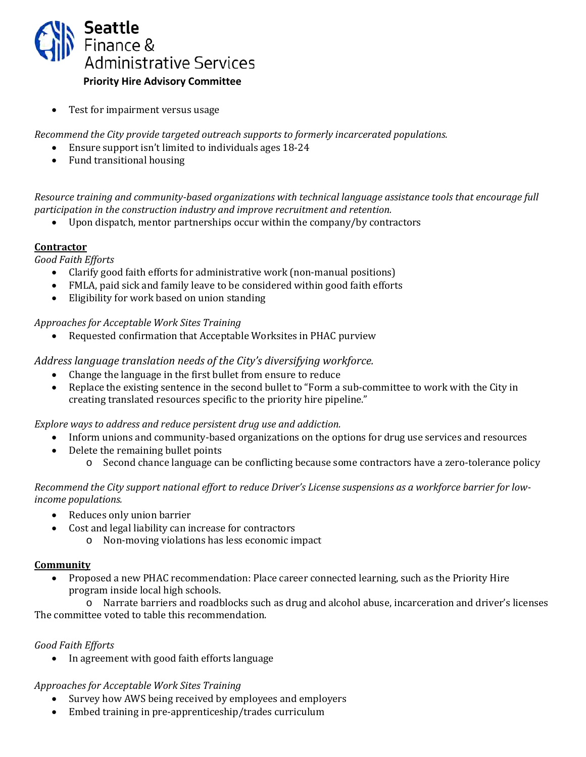- Test for impairment versus usage

*Recommend the City provide targeted outreach supports to formerly incarcerated populations.*

- Ensure support isn't limited to individuals ages 18-24
- Fund transitional housing

*Resource training and community-based organizations with technical language assistance tools that encourage full participation in the construction industry and improve recruitment and retention.*

- Upon dispatch, mentor partnerships occur within the company/by contractors

**Contractor**

*Good Faith Efforts*

- Clarify good faith efforts for administrative work (non-manual positions)
- FMLA, paid sick and family leave to be considered within good faith efforts
- Eligibility for work based on union standing

*Approaches for Acceptable Work Sites Training*

- Requested confirmation that Acceptable Worksites in PHAC purview

*Address language translation needs of the City's diversifying workforce.*

- Change the language in the first bullet from ensure to reduce
- Replace the existing sentence in the second bullet to "Form a sub-committee to work with the City in creating translated resources specific to the priority hire pipeline."

*Explore ways to address and reduce persistent drug use and addiction.*

- Inform unions and community-based organizations on the options for drug use services and resources
- Delete the remaining bullet points
  - Second chance language can be conflicting because some contractors have a zero-tolerance policy

*Recommend the City support national effort to reduce Driver's License suspensions as a workforce barrier for low-income populations.*

- Reduces only union barrier
- Cost and legal liability can increase for contractors
  - Non-moving violations has less economic impact

**Community**

- Proposed a new PHAC recommendation: Place career connected learning, such as the Priority Hire program inside local high schools.
  - Narrate barriers and roadblocks such as drug and alcohol abuse, incarceration and driver's licenses

The committee voted to table this recommendation.

*Good Faith Efforts*

- In agreement with good faith efforts language

*Approaches for Acceptable Work Sites Training*

- Survey how AWS being received by employees and employers
- Embed training in pre-apprenticeship/trades curriculum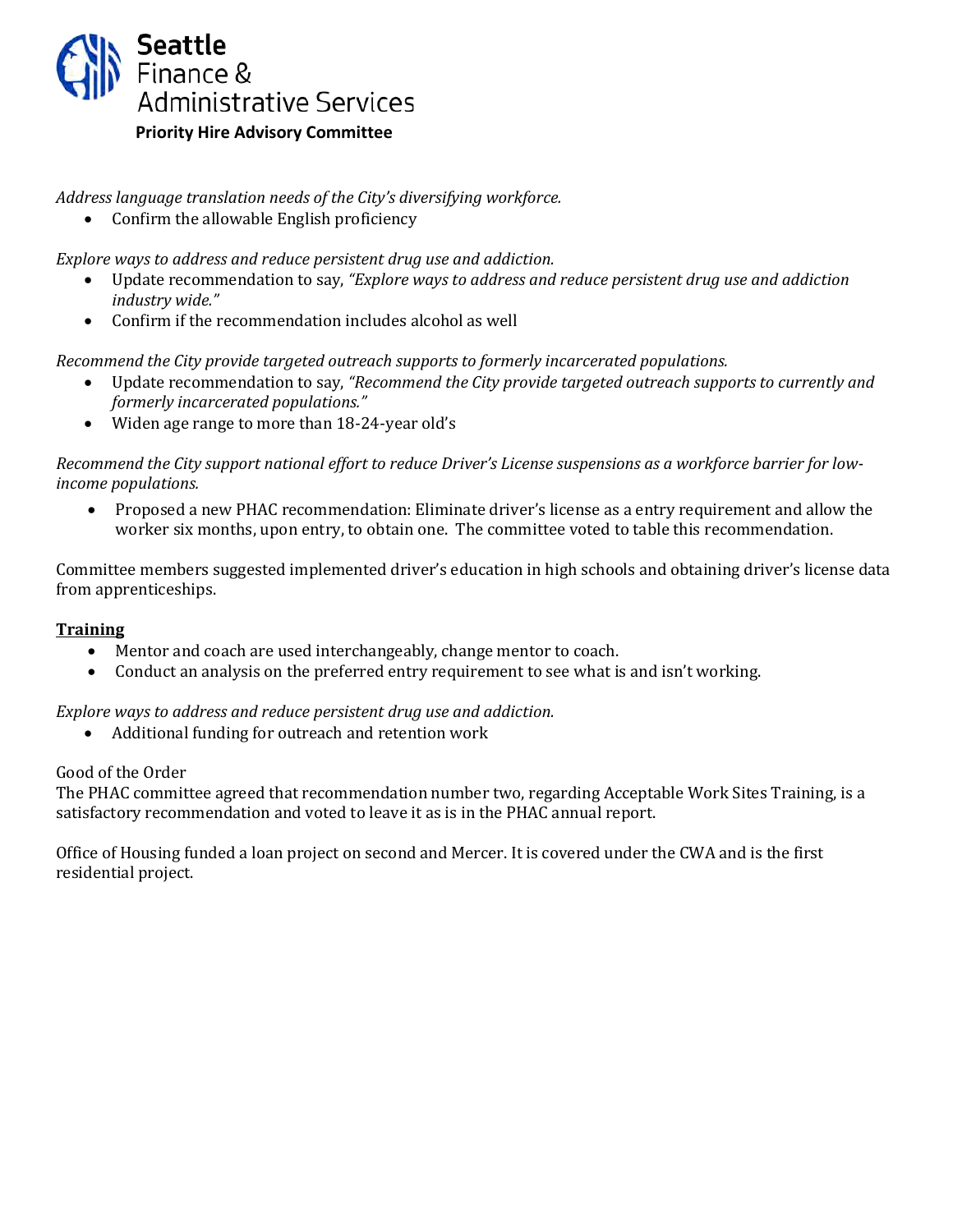*Address language translation needs of the City's diversifying workforce.*

- Confirm the allowable English proficiency

*Explore ways to address and reduce persistent drug use and addiction.*

- Update recommendation to say, *"Explore ways to address and reduce persistent drug use and addiction industry wide."*
- Confirm if the recommendation includes alcohol as well

*Recommend the City provide targeted outreach supports to formerly incarcerated populations.*

- Update recommendation to say, *"Recommend the City provide targeted outreach supports to currently and formerly incarcerated populations."*
- Widen age range to more than 18-24-year old's

*Recommend the City support national effort to reduce Driver's License suspensions as a workforce barrier for low-income populations.*

- Proposed a new PHAC recommendation: Eliminate driver's license as a entry requirement and allow the worker six months, upon entry, to obtain one. The committee voted to table this recommendation.

Committee members suggested implemented driver's education in high schools and obtaining driver's license data from apprenticeships.

## Training

- Mentor and coach are used interchangeably, change mentor to coach.
- Conduct an analysis on the preferred entry requirement to see what is and isn't working.

*Explore ways to address and reduce persistent drug use and addiction.*

- Additional funding for outreach and retention work

Good of the Order

The PHAC committee agreed that recommendation number two, regarding Acceptable Work Sites Training, is a satisfactory recommendation and voted to leave it as is in the PHAC annual report.

Office of Housing funded a loan project on second and Mercer. It is covered under the CWA and is the first residential project.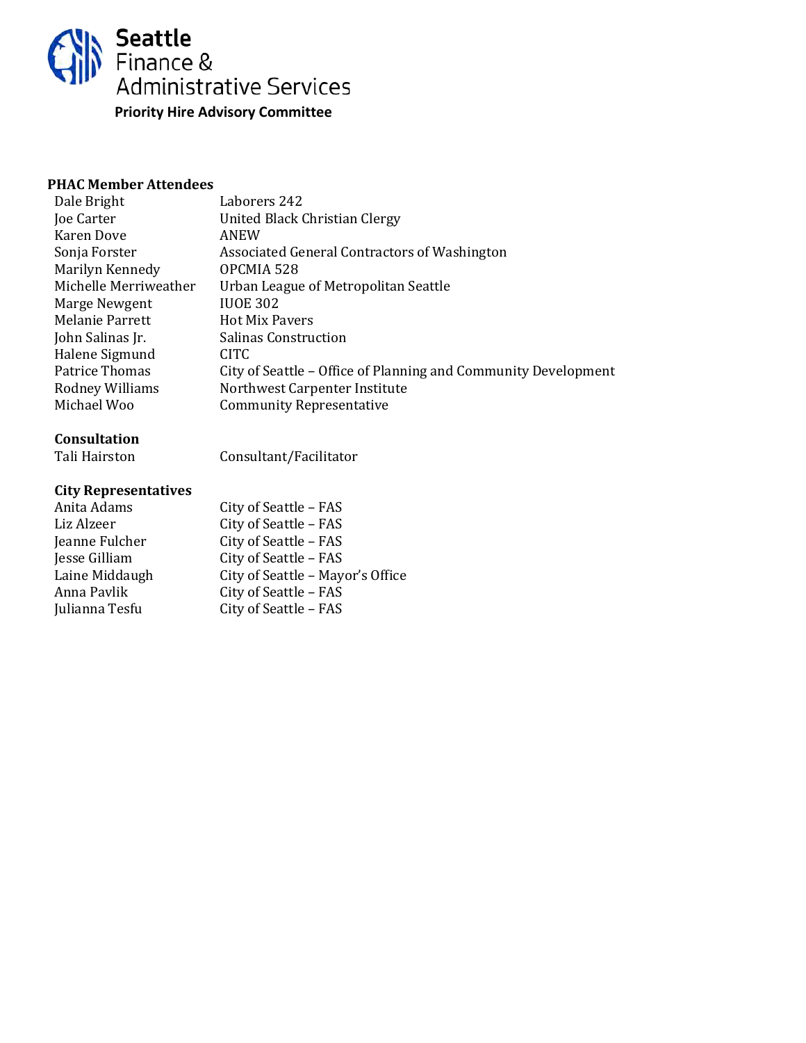**Seattle Finance & Administrative Services**

**Priority Hire Advisory Committee**

**PHAC Member Attendees**

| | |
|---|---|
| Dale Bright | Laborers 242 |
| Joe Carter | United Black Christian Clergy |
| Karen Dove | ANEW |
| Sonja Forster | Associated General Contractors of Washington |
| Marilyn Kennedy | OPCMIA 528 |
| Michelle Merriweather | Urban League of Metropolitan Seattle |
| Marge Newgent | IUOE 302 |
| Melanie Parrett | Hot Mix Pavers |
| John Salinas Jr. | Salinas Construction |
| Halene Sigmund | CITC |
| Patrice Thomas | City of Seattle – Office of Planning and Community Development |
| Rodney Williams | Northwest Carpenter Institute |
| Michael Woo | Community Representative |

**Consultation**

| | |
|---|---|
| Tali Hairston | Consultant/Facilitator |

**City Representatives**

| | |
|---|---|
| Anita Adams | City of Seattle – FAS |
| Liz Alzeer | City of Seattle – FAS |
| Jeanne Fulcher | City of Seattle – FAS |
| Jesse Gilliam | City of Seattle – FAS |
| Laine Middaugh | City of Seattle – Mayor's Office |
| Anna Pavlik | City of Seattle – FAS |
| Julianna Tesfu | City of Seattle – FAS |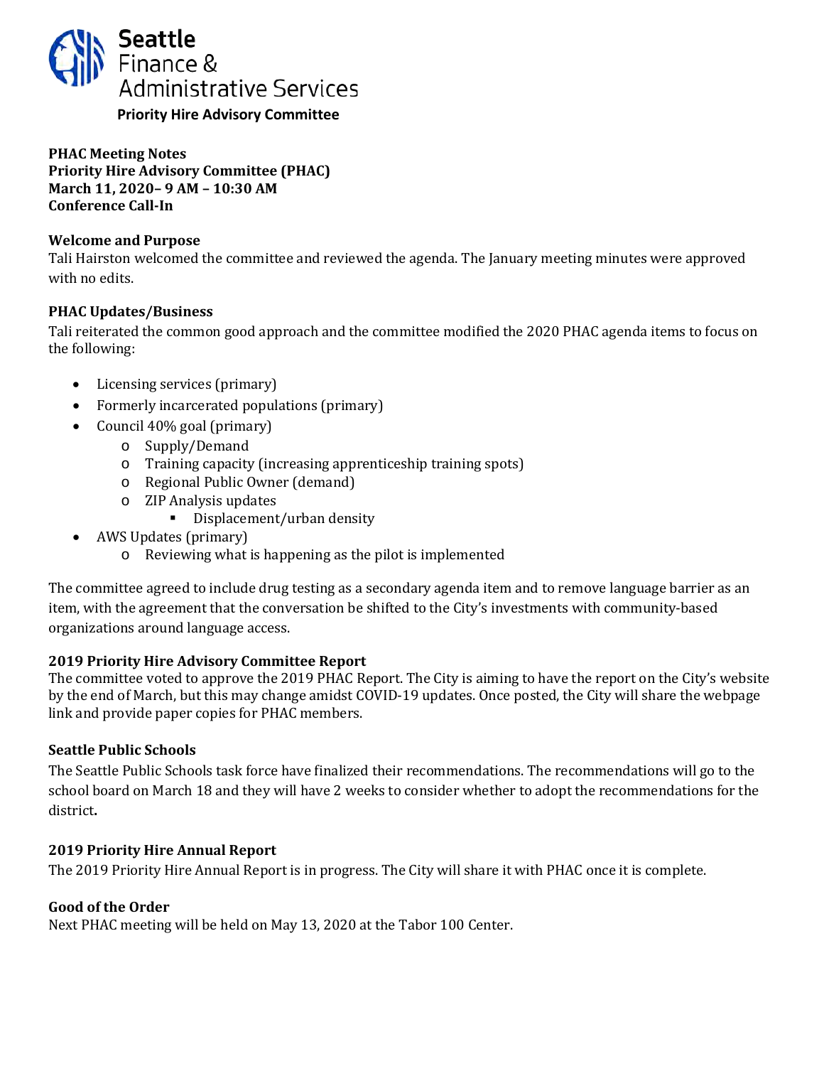Seattle Finance & Administrative Services

**Priority Hire Advisory Committee**

**PHAC Meeting Notes**
**Priority Hire Advisory Committee (PHAC)**
**March 11, 2020– 9 AM – 10:30 AM**
**Conference Call-In**

### Welcome and Purpose

Tali Hairston welcomed the committee and reviewed the agenda. The January meeting minutes were approved with no edits.

### PHAC Updates/Business

Tali reiterated the common good approach and the committee modified the 2020 PHAC agenda items to focus on the following:

- Licensing services (primary)
- Formerly incarcerated populations (primary)
- Council 40% goal (primary)
  - Supply/Demand
  - Training capacity (increasing apprenticeship training spots)
  - Regional Public Owner (demand)
  - ZIP Analysis updates
    - Displacement/urban density
- AWS Updates (primary)
  - Reviewing what is happening as the pilot is implemented

The committee agreed to include drug testing as a secondary agenda item and to remove language barrier as an item, with the agreement that the conversation be shifted to the City's investments with community-based organizations around language access.

### 2019 Priority Hire Advisory Committee Report

The committee voted to approve the 2019 PHAC Report. The City is aiming to have the report on the City's website by the end of March, but this may change amidst COVID-19 updates. Once posted, the City will share the webpage link and provide paper copies for PHAC members.

### Seattle Public Schools

The Seattle Public Schools task force have finalized their recommendations. The recommendations will go to the school board on March 18 and they will have 2 weeks to consider whether to adopt the recommendations for the district.

### 2019 Priority Hire Annual Report

The 2019 Priority Hire Annual Report is in progress. The City will share it with PHAC once it is complete.

### Good of the Order

Next PHAC meeting will be held on May 13, 2020 at the Tabor 100 Center.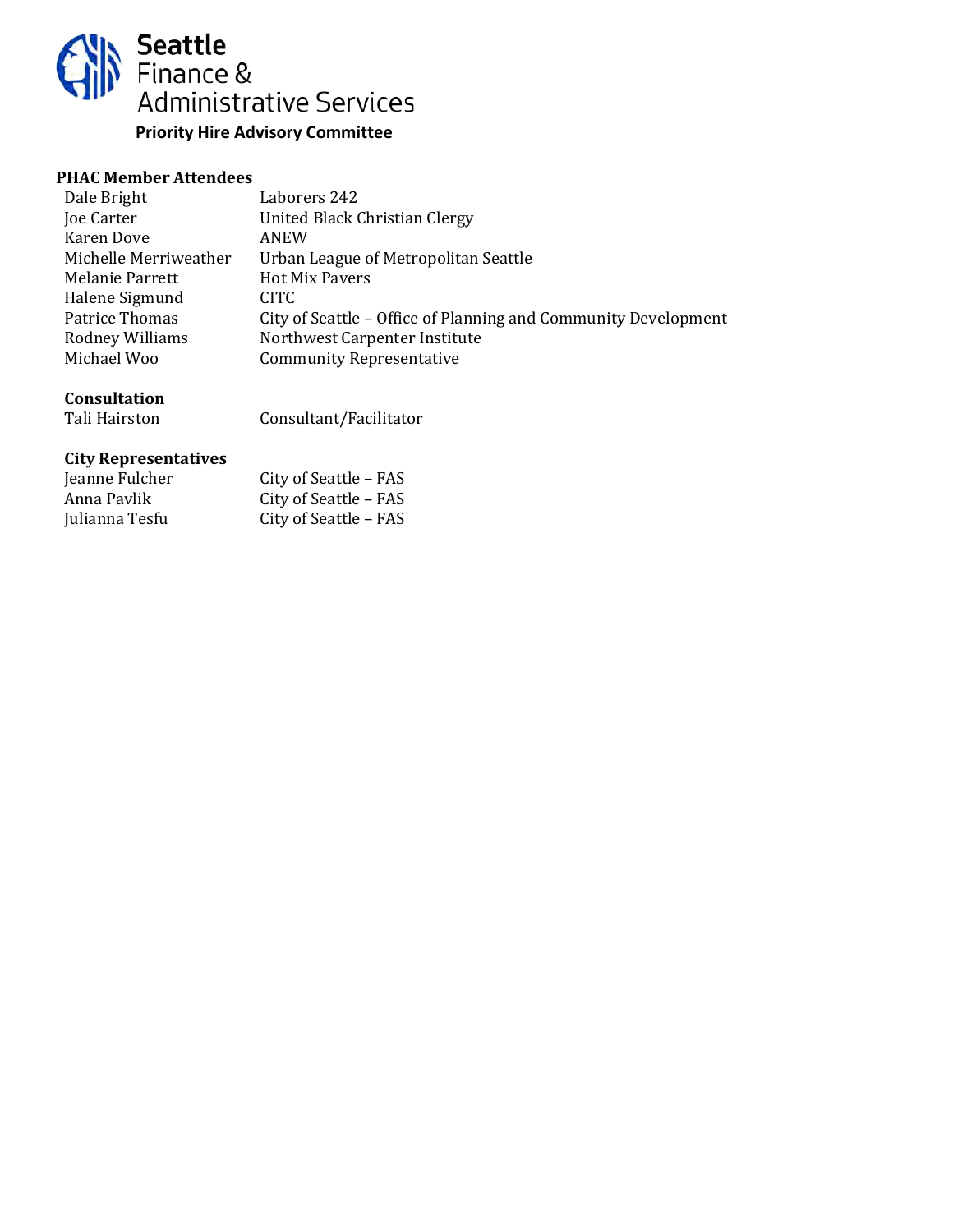# Seattle Finance & Administrative Services

**Priority Hire Advisory Committee**

**PHAC Member Attendees**

| | |
|---|---|
| Dale Bright | Laborers 242 |
| Joe Carter | United Black Christian Clergy |
| Karen Dove | ANEW |
| Michelle Merriweather | Urban League of Metropolitan Seattle |
| Melanie Parrett | Hot Mix Pavers |
| Halene Sigmund | CITC |
| Patrice Thomas | City of Seattle – Office of Planning and Community Development |
| Rodney Williams | Northwest Carpenter Institute |
| Michael Woo | Community Representative |

**Consultation**

| | |
|---|---|
| Tali Hairston | Consultant/Facilitator |

**City Representatives**

| | |
|---|---|
| Jeanne Fulcher | City of Seattle – FAS |
| Anna Pavlik | City of Seattle – FAS |
| Julianna Tesfu | City of Seattle – FAS |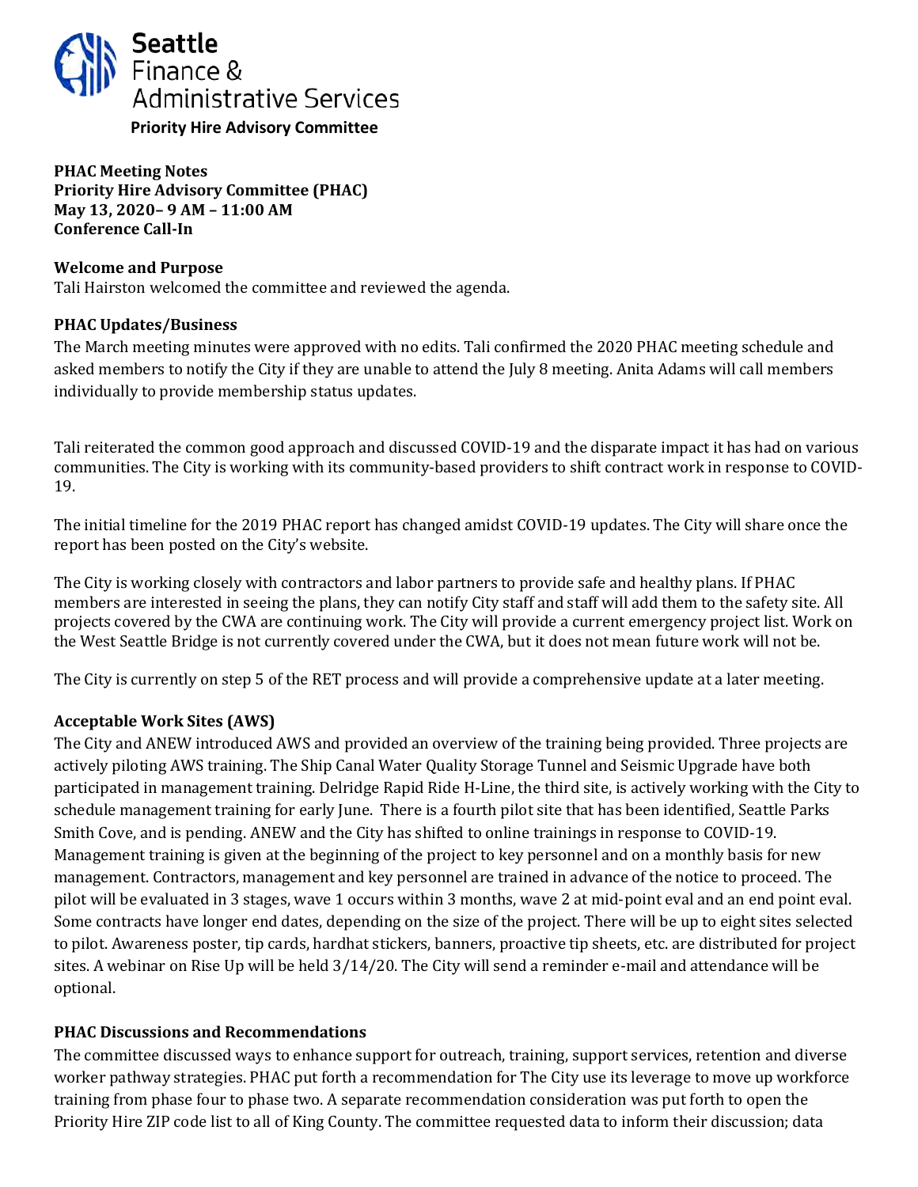Seattle Finance & Administrative Services

**Priority Hire Advisory Committee**

**PHAC Meeting Notes**
**Priority Hire Advisory Committee (PHAC)**
**May 13, 2020– 9 AM – 11:00 AM**
**Conference Call-In**

**Welcome and Purpose**

Tali Hairston welcomed the committee and reviewed the agenda.

**PHAC Updates/Business**

The March meeting minutes were approved with no edits. Tali confirmed the 2020 PHAC meeting schedule and asked members to notify the City if they are unable to attend the July 8 meeting. Anita Adams will call members individually to provide membership status updates.

Tali reiterated the common good approach and discussed COVID-19 and the disparate impact it has had on various communities. The City is working with its community-based providers to shift contract work in response to COVID-19.

The initial timeline for the 2019 PHAC report has changed amidst COVID-19 updates. The City will share once the report has been posted on the City's website.

The City is working closely with contractors and labor partners to provide safe and healthy plans. If PHAC members are interested in seeing the plans, they can notify City staff and staff will add them to the safety site. All projects covered by the CWA are continuing work. The City will provide a current emergency project list. Work on the West Seattle Bridge is not currently covered under the CWA, but it does not mean future work will not be.

The City is currently on step 5 of the RET process and will provide a comprehensive update at a later meeting.

**Acceptable Work Sites (AWS)**

The City and ANEW introduced AWS and provided an overview of the training being provided. Three projects are actively piloting AWS training. The Ship Canal Water Quality Storage Tunnel and Seismic Upgrade have both participated in management training. Delridge Rapid Ride H-Line, the third site, is actively working with the City to schedule management training for early June. There is a fourth pilot site that has been identified, Seattle Parks Smith Cove, and is pending. ANEW and the City has shifted to online trainings in response to COVID-19. Management training is given at the beginning of the project to key personnel and on a monthly basis for new management. Contractors, management and key personnel are trained in advance of the notice to proceed. The pilot will be evaluated in 3 stages, wave 1 occurs within 3 months, wave 2 at mid-point eval and an end point eval. Some contracts have longer end dates, depending on the size of the project. There will be up to eight sites selected to pilot. Awareness poster, tip cards, hardhat stickers, banners, proactive tip sheets, etc. are distributed for project sites. A webinar on Rise Up will be held 3/14/20. The City will send a reminder e-mail and attendance will be optional.

**PHAC Discussions and Recommendations**

The committee discussed ways to enhance support for outreach, training, support services, retention and diverse worker pathway strategies. PHAC put forth a recommendation for The City use its leverage to move up workforce training from phase four to phase two. A separate recommendation consideration was put forth to open the Priority Hire ZIP code list to all of King County. The committee requested data to inform their discussion; data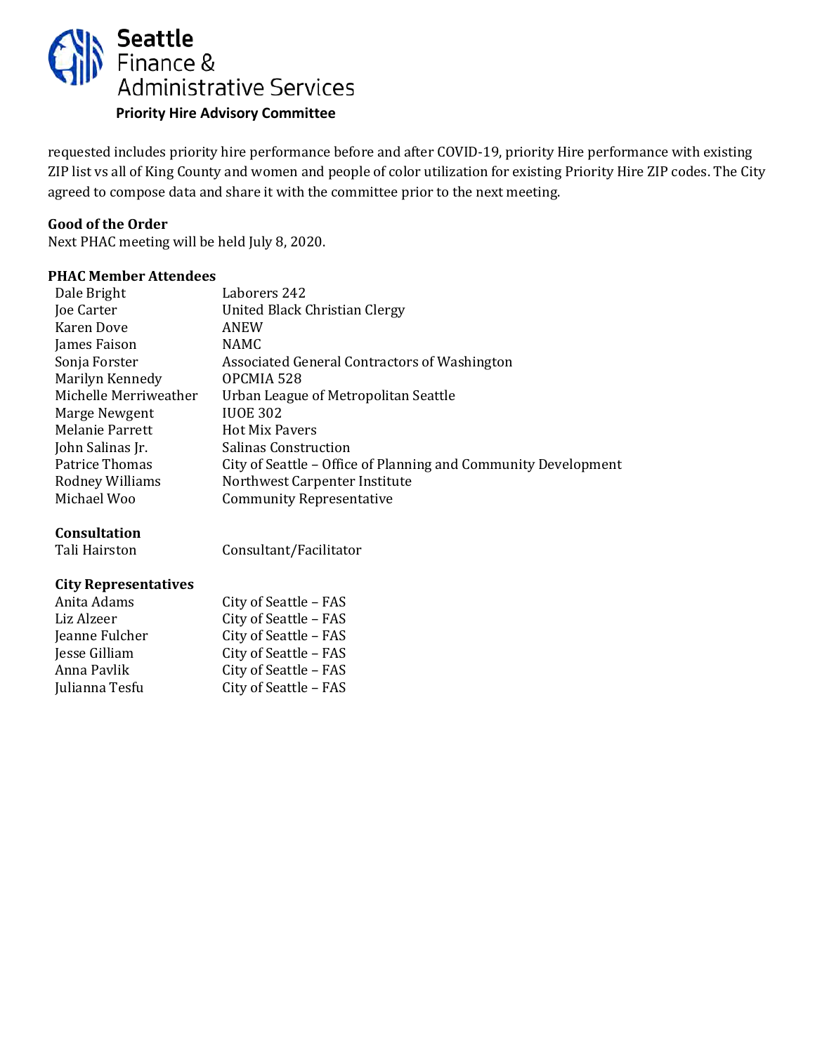requested includes priority hire performance before and after COVID-19, priority Hire performance with existing ZIP list vs all of King County and women and people of color utilization for existing Priority Hire ZIP codes. The City agreed to compose data and share it with the committee prior to the next meeting.

**Good of the Order**

Next PHAC meeting will be held July 8, 2020.

**PHAC Member Attendees**

| | |
|---|---|
| Dale Bright | Laborers 242 |
| Joe Carter | United Black Christian Clergy |
| Karen Dove | ANEW |
| James Faison | NAMC |
| Sonja Forster | Associated General Contractors of Washington |
| Marilyn Kennedy | OPCMIA 528 |
| Michelle Merriweather | Urban League of Metropolitan Seattle |
| Marge Newgent | IUOE 302 |
| Melanie Parrett | Hot Mix Pavers |
| John Salinas Jr. | Salinas Construction |
| Patrice Thomas | City of Seattle – Office of Planning and Community Development |
| Rodney Williams | Northwest Carpenter Institute |
| Michael Woo | Community Representative |

**Consultation**

| | |
|---|---|
| Tali Hairston | Consultant/Facilitator |

**City Representatives**

| | |
|---|---|
| Anita Adams | City of Seattle – FAS |
| Liz Alzeer | City of Seattle – FAS |
| Jeanne Fulcher | City of Seattle – FAS |
| Jesse Gilliam | City of Seattle – FAS |
| Anna Pavlik | City of Seattle – FAS |
| Julianna Tesfu | City of Seattle – FAS |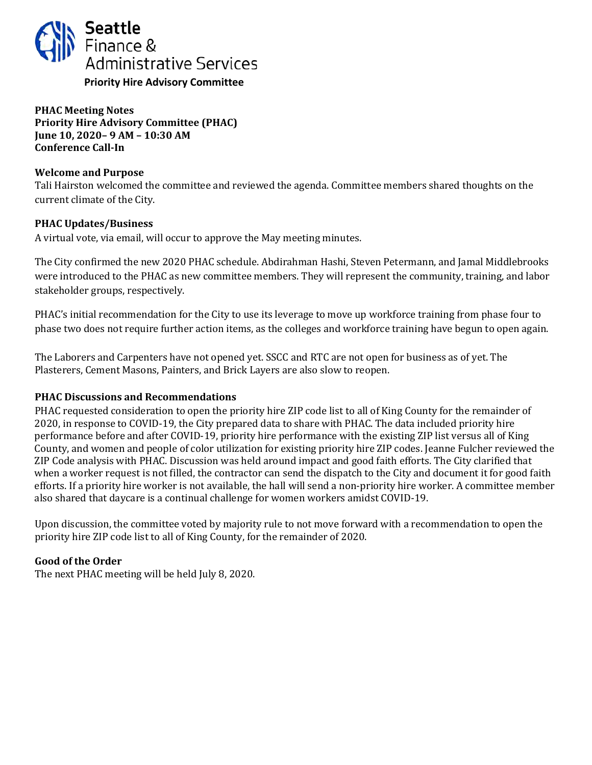Seattle Finance & Administrative Services

**Priority Hire Advisory Committee**

**PHAC Meeting Notes**
**Priority Hire Advisory Committee (PHAC)**
**June 10, 2020– 9 AM – 10:30 AM**
**Conference Call-In**

**Welcome and Purpose**

Tali Hairston welcomed the committee and reviewed the agenda. Committee members shared thoughts on the current climate of the City.

**PHAC Updates/Business**

A virtual vote, via email, will occur to approve the May meeting minutes.

The City confirmed the new 2020 PHAC schedule. Abdirahman Hashi, Steven Petermann, and Jamal Middlebrooks were introduced to the PHAC as new committee members. They will represent the community, training, and labor stakeholder groups, respectively.

PHAC's initial recommendation for the City to use its leverage to move up workforce training from phase four to phase two does not require further action items, as the colleges and workforce training have begun to open again.

The Laborers and Carpenters have not opened yet. SSCC and RTC are not open for business as of yet. The Plasterers, Cement Masons, Painters, and Brick Layers are also slow to reopen.

**PHAC Discussions and Recommendations**

PHAC requested consideration to open the priority hire ZIP code list to all of King County for the remainder of 2020, in response to COVID-19, the City prepared data to share with PHAC. The data included priority hire performance before and after COVID-19, priority hire performance with the existing ZIP list versus all of King County, and women and people of color utilization for existing priority hire ZIP codes. Jeanne Fulcher reviewed the ZIP Code analysis with PHAC. Discussion was held around impact and good faith efforts. The City clarified that when a worker request is not filled, the contractor can send the dispatch to the City and document it for good faith efforts. If a priority hire worker is not available, the hall will send a non-priority hire worker. A committee member also shared that daycare is a continual challenge for women workers amidst COVID-19.

Upon discussion, the committee voted by majority rule to not move forward with a recommendation to open the priority hire ZIP code list to all of King County, for the remainder of 2020.

**Good of the Order**

The next PHAC meeting will be held July 8, 2020.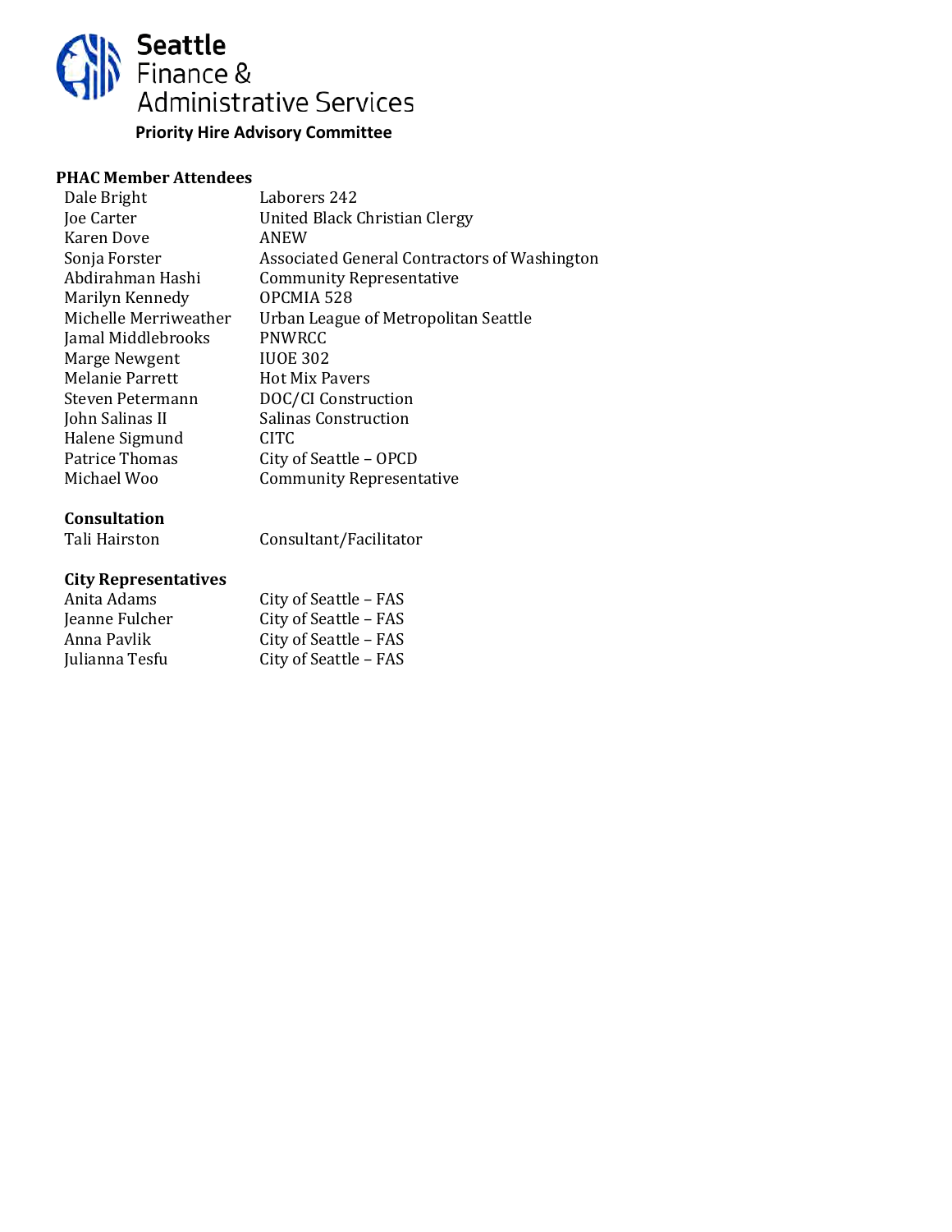# Seattle Finance & Administrative Services

## Priority Hire Advisory Committee

**PHAC Member Attendees**

| | |
|---|---|
| Dale Bright | Laborers 242 |
| Joe Carter | United Black Christian Clergy |
| Karen Dove | ANEW |
| Sonja Forster | Associated General Contractors of Washington |
| Abdirahman Hashi | Community Representative |
| Marilyn Kennedy | OPCMIA 528 |
| Michelle Merriweather | Urban League of Metropolitan Seattle |
| Jamal Middlebrooks | PNWRCC |
| Marge Newgent | IUOE 302 |
| Melanie Parrett | Hot Mix Pavers |
| Steven Petermann | DOC/CI Construction |
| John Salinas II | Salinas Construction |
| Halene Sigmund | CITC |
| Patrice Thomas | City of Seattle – OPCD |
| Michael Woo | Community Representative |

**Consultation**

| | |
|---|---|
| Tali Hairston | Consultant/Facilitator |

**City Representatives**

| | |
|---|---|
| Anita Adams | City of Seattle – FAS |
| Jeanne Fulcher | City of Seattle – FAS |
| Anna Pavlik | City of Seattle – FAS |
| Julianna Tesfu | City of Seattle – FAS |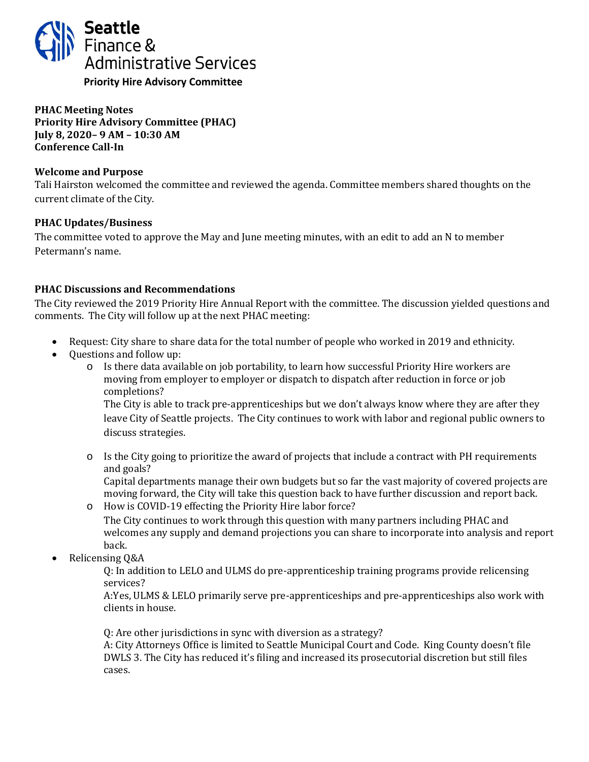Seattle Finance & Administrative Services

**Priority Hire Advisory Committee**

**PHAC Meeting Notes**
**Priority Hire Advisory Committee (PHAC)**
**July 8, 2020– 9 AM – 10:30 AM**
**Conference Call-In**

**Welcome and Purpose**
Tali Hairston welcomed the committee and reviewed the agenda. Committee members shared thoughts on the current climate of the City.

**PHAC Updates/Business**
The committee voted to approve the May and June meeting minutes, with an edit to add an N to member Petermann's name.

**PHAC Discussions and Recommendations**
The City reviewed the 2019 Priority Hire Annual Report with the committee. The discussion yielded questions and comments. The City will follow up at the next PHAC meeting:

- Request: City share to share data for the total number of people who worked in 2019 and ethnicity.
- Questions and follow up:
  - Is there data available on job portability, to learn how successful Priority Hire workers are moving from employer to employer or dispatch to dispatch after reduction in force or job completions?
    The City is able to track pre-apprenticeships but we don't always know where they are after they leave City of Seattle projects. The City continues to work with labor and regional public owners to discuss strategies.
  - Is the City going to prioritize the award of projects that include a contract with PH requirements and goals?
    Capital departments manage their own budgets but so far the vast majority of covered projects are moving forward, the City will take this question back to have further discussion and report back.
  - How is COVID-19 effecting the Priority Hire labor force?
    The City continues to work through this question with many partners including PHAC and welcomes any supply and demand projections you can share to incorporate into analysis and report back.
- Relicensing Q&A

  Q: In addition to LELO and ULMS do pre-apprenticeship training programs provide relicensing services?
  A:Yes, ULMS & LELO primarily serve pre-apprenticeships and pre-apprenticeships also work with clients in house.

  Q: Are other jurisdictions in sync with diversion as a strategy?
  A: City Attorneys Office is limited to Seattle Municipal Court and Code. King County doesn't file DWLS 3. The City has reduced it's filing and increased its prosecutorial discretion but still files cases.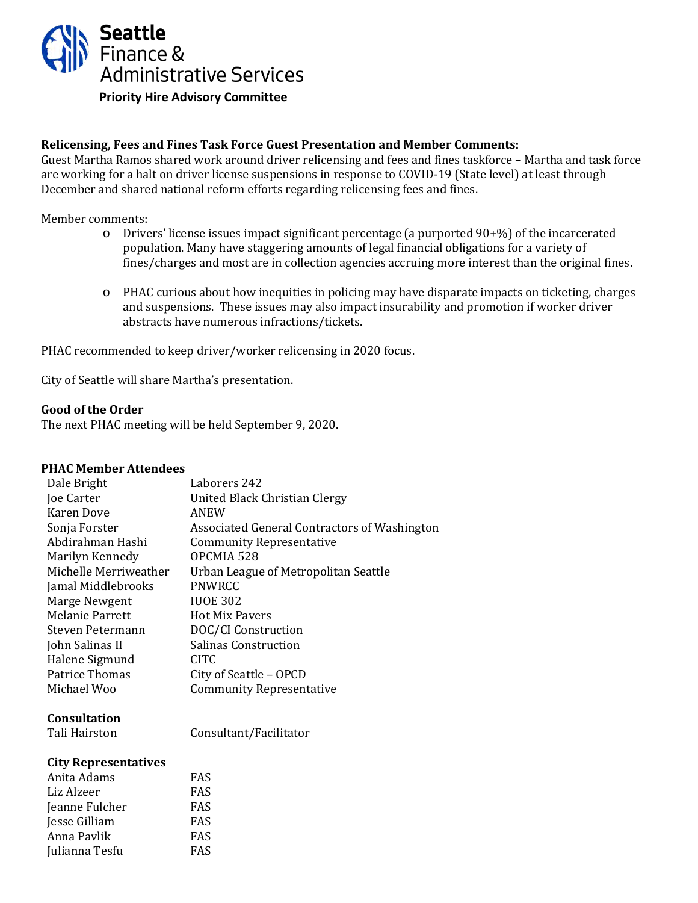**Seattle Finance & Administrative Services**

**Priority Hire Advisory Committee**

**Relicensing, Fees and Fines Task Force Guest Presentation and Member Comments:**
Guest Martha Ramos shared work around driver relicensing and fees and fines taskforce – Martha and task force are working for a halt on driver license suspensions in response to COVID-19 (State level) at least through December and shared national reform efforts regarding relicensing fees and fines.

Member comments:

- Drivers' license issues impact significant percentage (a purported 90+%) of the incarcerated population. Many have staggering amounts of legal financial obligations for a variety of fines/charges and most are in collection agencies accruing more interest than the original fines.

- PHAC curious about how inequities in policing may have disparate impacts on ticketing, charges and suspensions. These issues may also impact insurability and promotion if worker driver abstracts have numerous infractions/tickets.

PHAC recommended to keep driver/worker relicensing in 2020 focus.

City of Seattle will share Martha's presentation.

**Good of the Order**
The next PHAC meeting will be held September 9, 2020.

**PHAC Member Attendees**

| | |
|---|---|
| Dale Bright | Laborers 242 |
| Joe Carter | United Black Christian Clergy |
| Karen Dove | ANEW |
| Sonja Forster | Associated General Contractors of Washington |
| Abdirahman Hashi | Community Representative |
| Marilyn Kennedy | OPCMIA 528 |
| Michelle Merriweather | Urban League of Metropolitan Seattle |
| Jamal Middlebrooks | PNWRCC |
| Marge Newgent | IUOE 302 |
| Melanie Parrett | Hot Mix Pavers |
| Steven Petermann | DOC/CI Construction |
| John Salinas II | Salinas Construction |
| Halene Sigmund | CITC |
| Patrice Thomas | City of Seattle – OPCD |
| Michael Woo | Community Representative |

**Consultation**

| | |
|---|---|
| Tali Hairston | Consultant/Facilitator |

**City Representatives**

| | |
|---|---|
| Anita Adams | FAS |
| Liz Alzeer | FAS |
| Jeanne Fulcher | FAS |
| Jesse Gilliam | FAS |
| Anna Pavlik | FAS |
| Julianna Tesfu | FAS |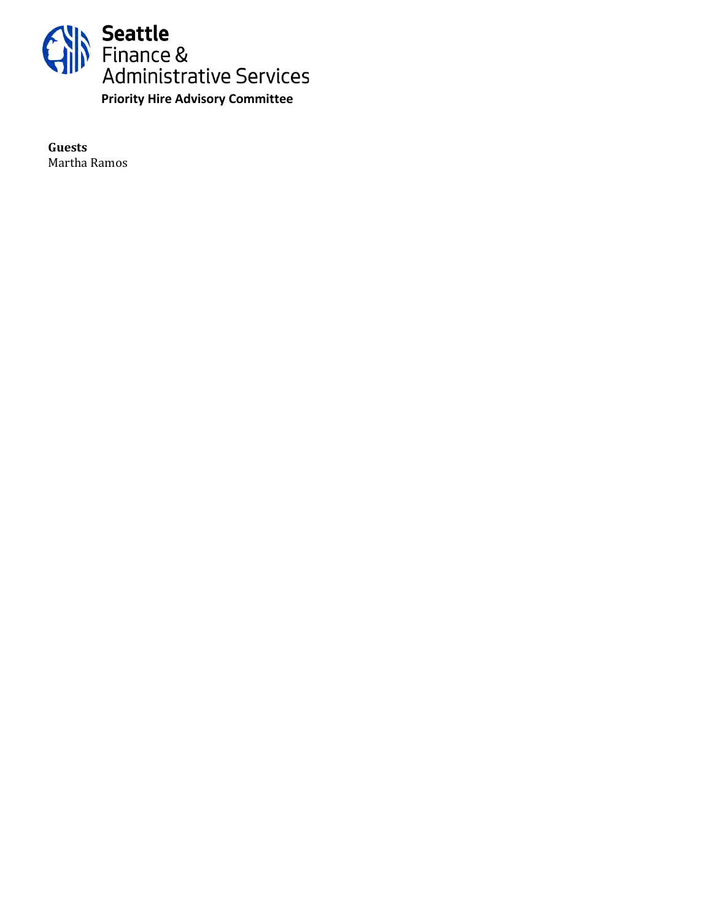**Guests**
Martha Ramos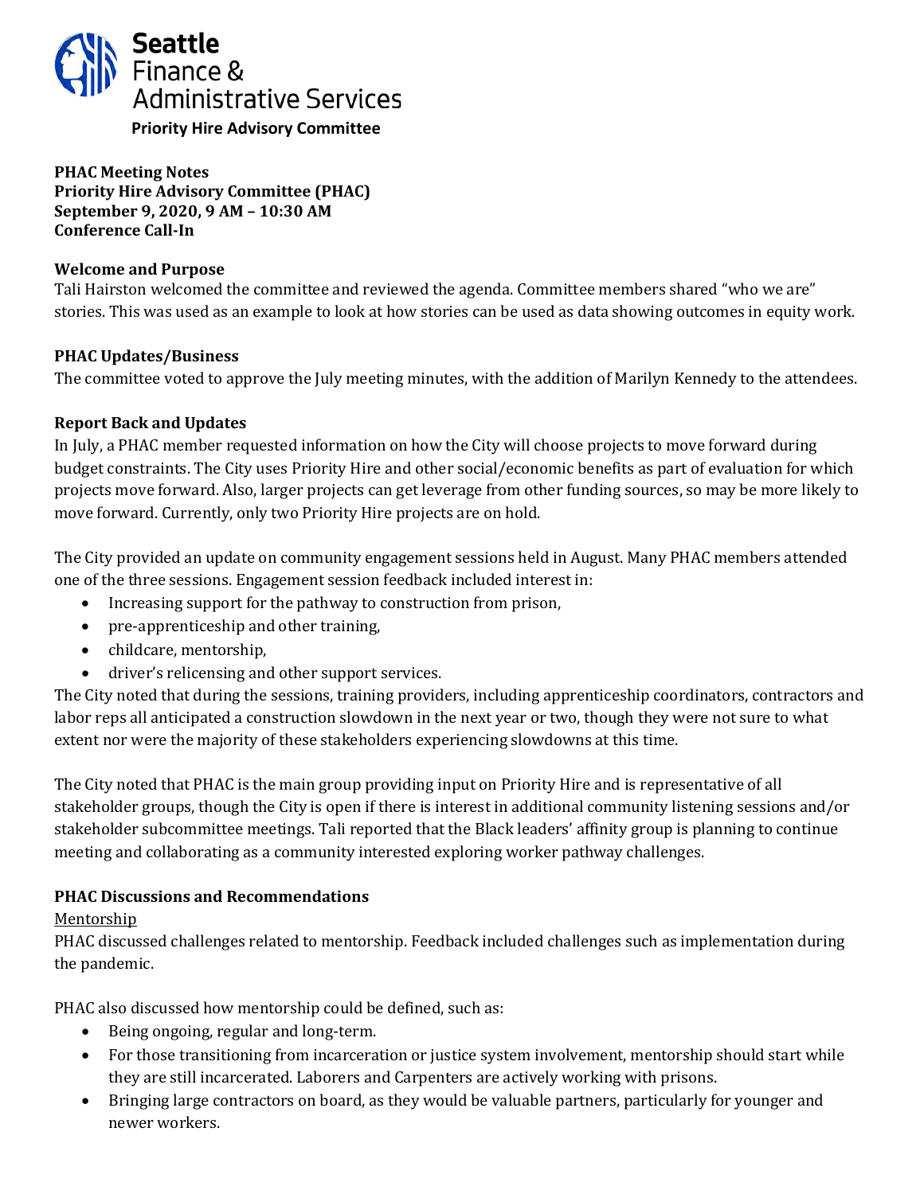Seattle Finance & Administrative Services

**Priority Hire Advisory Committee**

**PHAC Meeting Notes**
**Priority Hire Advisory Committee (PHAC)**
**September 9, 2020, 9 AM – 10:30 AM**
**Conference Call-In**

**Welcome and Purpose**
Tali Hairston welcomed the committee and reviewed the agenda. Committee members shared "who we are" stories. This was used as an example to look at how stories can be used as data showing outcomes in equity work.

**PHAC Updates/Business**
The committee voted to approve the July meeting minutes, with the addition of Marilyn Kennedy to the attendees.

**Report Back and Updates**
In July, a PHAC member requested information on how the City will choose projects to move forward during budget constraints. The City uses Priority Hire and other social/economic benefits as part of evaluation for which projects move forward. Also, larger projects can get leverage from other funding sources, so may be more likely to move forward. Currently, only two Priority Hire projects are on hold.

The City provided an update on community engagement sessions held in August. Many PHAC members attended one of the three sessions. Engagement session feedback included interest in:

- Increasing support for the pathway to construction from prison,
- pre-apprenticeship and other training,
- childcare, mentorship,
- driver's relicensing and other support services.

The City noted that during the sessions, training providers, including apprenticeship coordinators, contractors and labor reps all anticipated a construction slowdown in the next year or two, though they were not sure to what extent nor were the majority of these stakeholders experiencing slowdowns at this time.

The City noted that PHAC is the main group providing input on Priority Hire and is representative of all stakeholder groups, though the City is open if there is interest in additional community listening sessions and/or stakeholder subcommittee meetings. Tali reported that the Black leaders' affinity group is planning to continue meeting and collaborating as a community interested exploring worker pathway challenges.

**PHAC Discussions and Recommendations**

Mentorship

PHAC discussed challenges related to mentorship. Feedback included challenges such as implementation during the pandemic.

PHAC also discussed how mentorship could be defined, such as:

- Being ongoing, regular and long-term.
- For those transitioning from incarceration or justice system involvement, mentorship should start while they are still incarcerated. Laborers and Carpenters are actively working with prisons.
- Bringing large contractors on board, as they would be valuable partners, particularly for younger and newer workers.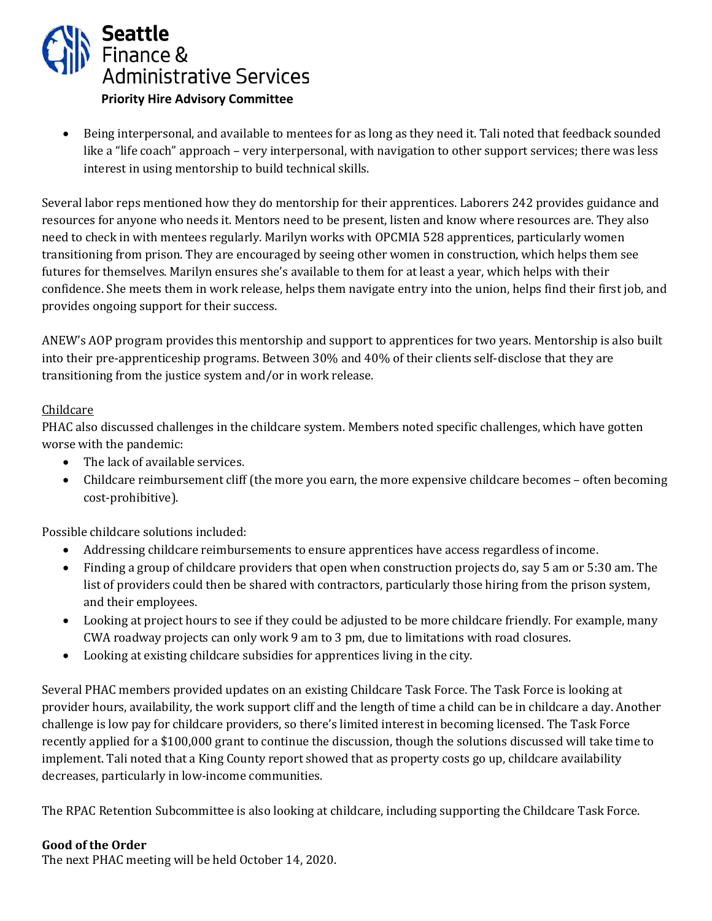- Being interpersonal, and available to mentees for as long as they need it. Tali noted that feedback sounded like a "life coach" approach – very interpersonal, with navigation to other support services; there was less interest in using mentorship to build technical skills.

Several labor reps mentioned how they do mentorship for their apprentices. Laborers 242 provides guidance and resources for anyone who needs it. Mentors need to be present, listen and know where resources are. They also need to check in with mentees regularly. Marilyn works with OPCMIA 528 apprentices, particularly women transitioning from prison. They are encouraged by seeing other women in construction, which helps them see futures for themselves. Marilyn ensures she's available to them for at least a year, which helps with their confidence. She meets them in work release, helps them navigate entry into the union, helps find their first job, and provides ongoing support for their success.

ANEW's AOP program provides this mentorship and support to apprentices for two years. Mentorship is also built into their pre-apprenticeship programs. Between 30% and 40% of their clients self-disclose that they are transitioning from the justice system and/or in work release.

Childcare

PHAC also discussed challenges in the childcare system. Members noted specific challenges, which have gotten worse with the pandemic:

- The lack of available services.
- Childcare reimbursement cliff (the more you earn, the more expensive childcare becomes – often becoming cost-prohibitive).

Possible childcare solutions included:

- Addressing childcare reimbursements to ensure apprentices have access regardless of income.
- Finding a group of childcare providers that open when construction projects do, say 5 am or 5:30 am. The list of providers could then be shared with contractors, particularly those hiring from the prison system, and their employees.
- Looking at project hours to see if they could be adjusted to be more childcare friendly. For example, many CWA roadway projects can only work 9 am to 3 pm, due to limitations with road closures.
- Looking at existing childcare subsidies for apprentices living in the city.

Several PHAC members provided updates on an existing Childcare Task Force. The Task Force is looking at provider hours, availability, the work support cliff and the length of time a child can be in childcare a day. Another challenge is low pay for childcare providers, so there's limited interest in becoming licensed. The Task Force recently applied for a $100,000 grant to continue the discussion, though the solutions discussed will take time to implement. Tali noted that a King County report showed that as property costs go up, childcare availability decreases, particularly in low-income communities.

The RPAC Retention Subcommittee is also looking at childcare, including supporting the Childcare Task Force.

**Good of the Order**

The next PHAC meeting will be held October 14, 2020.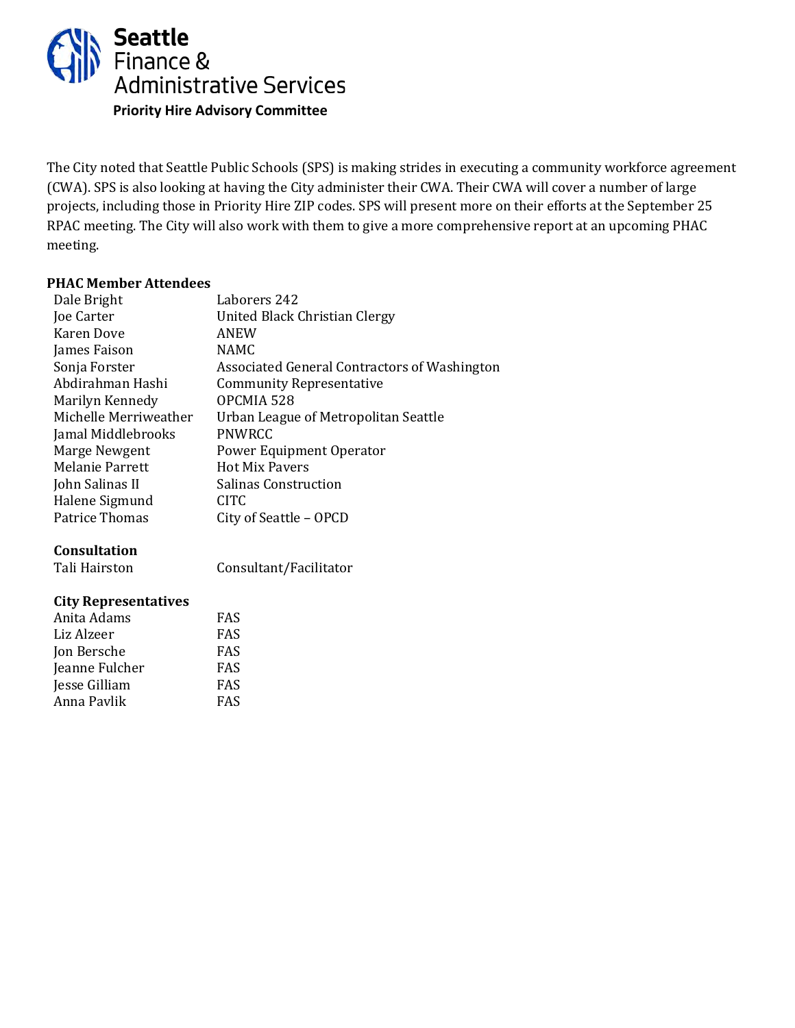The City noted that Seattle Public Schools (SPS) is making strides in executing a community workforce agreement (CWA). SPS is also looking at having the City administer their CWA. Their CWA will cover a number of large projects, including those in Priority Hire ZIP codes. SPS will present more on their efforts at the September 25 RPAC meeting. The City will also work with them to give a more comprehensive report at an upcoming PHAC meeting.

**PHAC Member Attendees**

| | |
|---|---|
| Dale Bright | Laborers 242 |
| Joe Carter | United Black Christian Clergy |
| Karen Dove | ANEW |
| James Faison | NAMC |
| Sonja Forster | Associated General Contractors of Washington |
| Abdirahman Hashi | Community Representative |
| Marilyn Kennedy | OPCMIA 528 |
| Michelle Merriweather | Urban League of Metropolitan Seattle |
| Jamal Middlebrooks | PNWRCC |
| Marge Newgent | Power Equipment Operator |
| Melanie Parrett | Hot Mix Pavers |
| John Salinas II | Salinas Construction |
| Halene Sigmund | CITC |
| Patrice Thomas | City of Seattle – OPCD |

**Consultation**

| | |
|---|---|
| Tali Hairston | Consultant/Facilitator |

**City Representatives**

| | |
|---|---|
| Anita Adams | FAS |
| Liz Alzeer | FAS |
| Jon Bersche | FAS |
| Jeanne Fulcher | FAS |
| Jesse Gilliam | FAS |
| Anna Pavlik | FAS |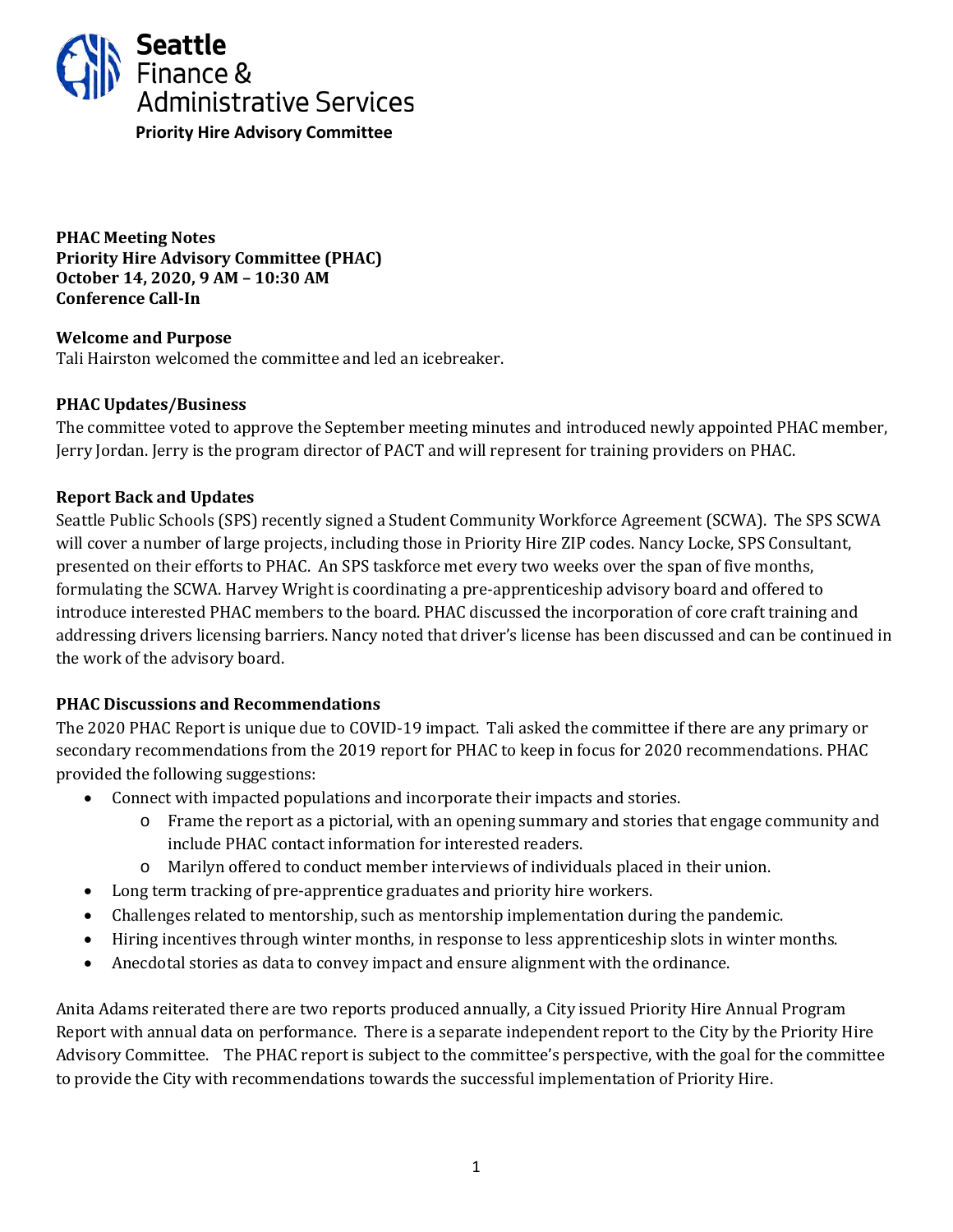Seattle Finance & Administrative Services

**Priority Hire Advisory Committee**

**PHAC Meeting Notes**
**Priority Hire Advisory Committee (PHAC)**
**October 14, 2020, 9 AM – 10:30 AM**
**Conference Call-In**

**Welcome and Purpose**

Tali Hairston welcomed the committee and led an icebreaker.

**PHAC Updates/Business**

The committee voted to approve the September meeting minutes and introduced newly appointed PHAC member, Jerry Jordan. Jerry is the program director of PACT and will represent for training providers on PHAC.

**Report Back and Updates**

Seattle Public Schools (SPS) recently signed a Student Community Workforce Agreement (SCWA). The SPS SCWA will cover a number of large projects, including those in Priority Hire ZIP codes. Nancy Locke, SPS Consultant, presented on their efforts to PHAC. An SPS taskforce met every two weeks over the span of five months, formulating the SCWA. Harvey Wright is coordinating a pre-apprenticeship advisory board and offered to introduce interested PHAC members to the board. PHAC discussed the incorporation of core craft training and addressing drivers licensing barriers. Nancy noted that driver's license has been discussed and can be continued in the work of the advisory board.

**PHAC Discussions and Recommendations**

The 2020 PHAC Report is unique due to COVID-19 impact. Tali asked the committee if there are any primary or secondary recommendations from the 2019 report for PHAC to keep in focus for 2020 recommendations. PHAC provided the following suggestions:

- Connect with impacted populations and incorporate their impacts and stories.
  - Frame the report as a pictorial, with an opening summary and stories that engage community and include PHAC contact information for interested readers.
  - Marilyn offered to conduct member interviews of individuals placed in their union.
- Long term tracking of pre-apprentice graduates and priority hire workers.
- Challenges related to mentorship, such as mentorship implementation during the pandemic.
- Hiring incentives through winter months, in response to less apprenticeship slots in winter months.
- Anecdotal stories as data to convey impact and ensure alignment with the ordinance.

Anita Adams reiterated there are two reports produced annually, a City issued Priority Hire Annual Program Report with annual data on performance. There is a separate independent report to the City by the Priority Hire Advisory Committee. The PHAC report is subject to the committee's perspective, with the goal for the committee to provide the City with recommendations towards the successful implementation of Priority Hire.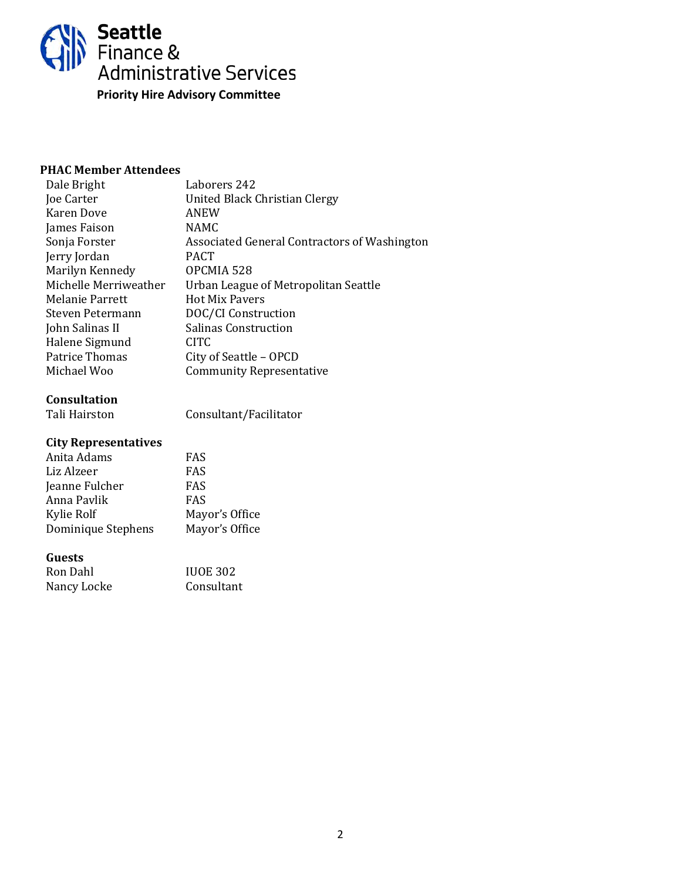**Seattle Finance & Administrative Services**

**Priority Hire Advisory Committee**

**PHAC Member Attendees**

| | |
|---|---|
| Dale Bright | Laborers 242 |
| Joe Carter | United Black Christian Clergy |
| Karen Dove | ANEW |
| James Faison | NAMC |
| Sonja Forster | Associated General Contractors of Washington |
| Jerry Jordan | PACT |
| Marilyn Kennedy | OPCMIA 528 |
| Michelle Merriweather | Urban League of Metropolitan Seattle |
| Melanie Parrett | Hot Mix Pavers |
| Steven Petermann | DOC/CI Construction |
| John Salinas II | Salinas Construction |
| Halene Sigmund | CITC |
| Patrice Thomas | City of Seattle – OPCD |
| Michael Woo | Community Representative |

**Consultation**

| | |
|---|---|
| Tali Hairston | Consultant/Facilitator |

**City Representatives**

| | |
|---|---|
| Anita Adams | FAS |
| Liz Alzeer | FAS |
| Jeanne Fulcher | FAS |
| Anna Pavlik | FAS |
| Kylie Rolf | Mayor's Office |
| Dominique Stephens | Mayor's Office |

**Guests**

| | |
|---|---|
| Ron Dahl | IUOE 302 |
| Nancy Locke | Consultant |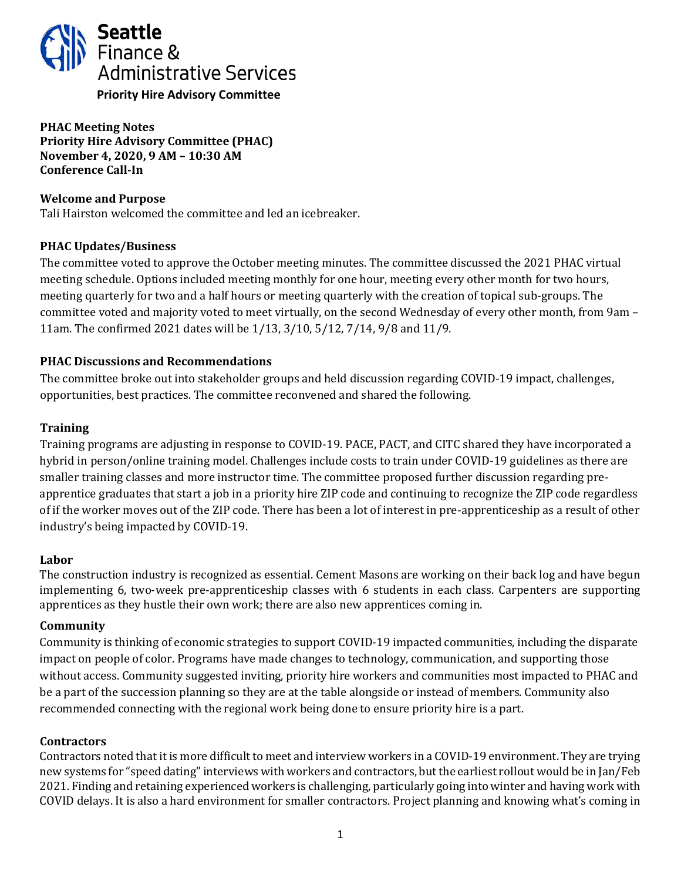**Seattle Finance & Administrative Services**

**Priority Hire Advisory Committee**

**PHAC Meeting Notes**
**Priority Hire Advisory Committee (PHAC)**
**November 4, 2020, 9 AM – 10:30 AM**
**Conference Call-In**

**Welcome and Purpose**

Tali Hairston welcomed the committee and led an icebreaker.

**PHAC Updates/Business**

The committee voted to approve the October meeting minutes. The committee discussed the 2021 PHAC virtual meeting schedule. Options included meeting monthly for one hour, meeting every other month for two hours, meeting quarterly for two and a half hours or meeting quarterly with the creation of topical sub-groups. The committee voted and majority voted to meet virtually, on the second Wednesday of every other month, from 9am – 11am. The confirmed 2021 dates will be 1/13, 3/10, 5/12, 7/14, 9/8 and 11/9.

**PHAC Discussions and Recommendations**

The committee broke out into stakeholder groups and held discussion regarding COVID-19 impact, challenges, opportunities, best practices. The committee reconvened and shared the following.

**Training**

Training programs are adjusting in response to COVID-19. PACE, PACT, and CITC shared they have incorporated a hybrid in person/online training model. Challenges include costs to train under COVID-19 guidelines as there are smaller training classes and more instructor time. The committee proposed further discussion regarding pre-apprentice graduates that start a job in a priority hire ZIP code and continuing to recognize the ZIP code regardless of if the worker moves out of the ZIP code. There has been a lot of interest in pre-apprenticeship as a result of other industry's being impacted by COVID-19.

**Labor**

The construction industry is recognized as essential. Cement Masons are working on their back log and have begun implementing 6, two-week pre-apprenticeship classes with 6 students in each class. Carpenters are supporting apprentices as they hustle their own work; there are also new apprentices coming in.

**Community**

Community is thinking of economic strategies to support COVID-19 impacted communities, including the disparate impact on people of color. Programs have made changes to technology, communication, and supporting those without access. Community suggested inviting, priority hire workers and communities most impacted to PHAC and be a part of the succession planning so they are at the table alongside or instead of members. Community also recommended connecting with the regional work being done to ensure priority hire is a part.

**Contractors**

Contractors noted that it is more difficult to meet and interview workers in a COVID-19 environment. They are trying new systems for "speed dating" interviews with workers and contractors, but the earliest rollout would be in Jan/Feb 2021. Finding and retaining experienced workers is challenging, particularly going into winter and having work with COVID delays. It is also a hard environment for smaller contractors. Project planning and knowing what's coming in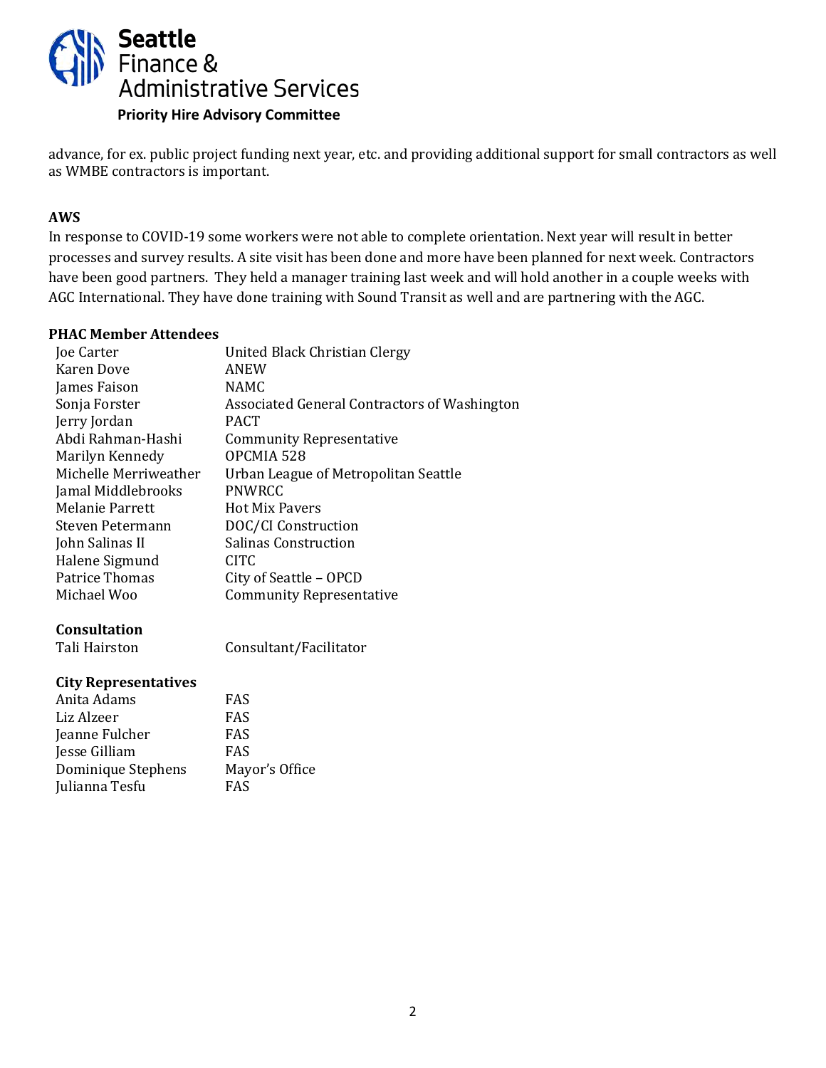advance, for ex. public project funding next year, etc. and providing additional support for small contractors as well as WMBE contractors is important.

**AWS**

In response to COVID-19 some workers were not able to complete orientation. Next year will result in better processes and survey results. A site visit has been done and more have been planned for next week. Contractors have been good partners. They held a manager training last week and will hold another in a couple weeks with AGC International. They have done training with Sound Transit as well and are partnering with the AGC.

**PHAC Member Attendees**

| | |
|---|---|
| Joe Carter | United Black Christian Clergy |
| Karen Dove | ANEW |
| James Faison | NAMC |
| Sonja Forster | Associated General Contractors of Washington |
| Jerry Jordan | PACT |
| Abdi Rahman-Hashi | Community Representative |
| Marilyn Kennedy | OPCMIA 528 |
| Michelle Merriweather | Urban League of Metropolitan Seattle |
| Jamal Middlebrooks | PNWRCC |
| Melanie Parrett | Hot Mix Pavers |
| Steven Petermann | DOC/CI Construction |
| John Salinas II | Salinas Construction |
| Halene Sigmund | CITC |
| Patrice Thomas | City of Seattle – OPCD |
| Michael Woo | Community Representative |

**Consultation**

| | |
|---|---|
| Tali Hairston | Consultant/Facilitator |

**City Representatives**

| | |
|---|---|
| Anita Adams | FAS |
| Liz Alzeer | FAS |
| Jeanne Fulcher | FAS |
| Jesse Gilliam | FAS |
| Dominique Stephens | Mayor's Office |
| Julianna Tesfu | FAS |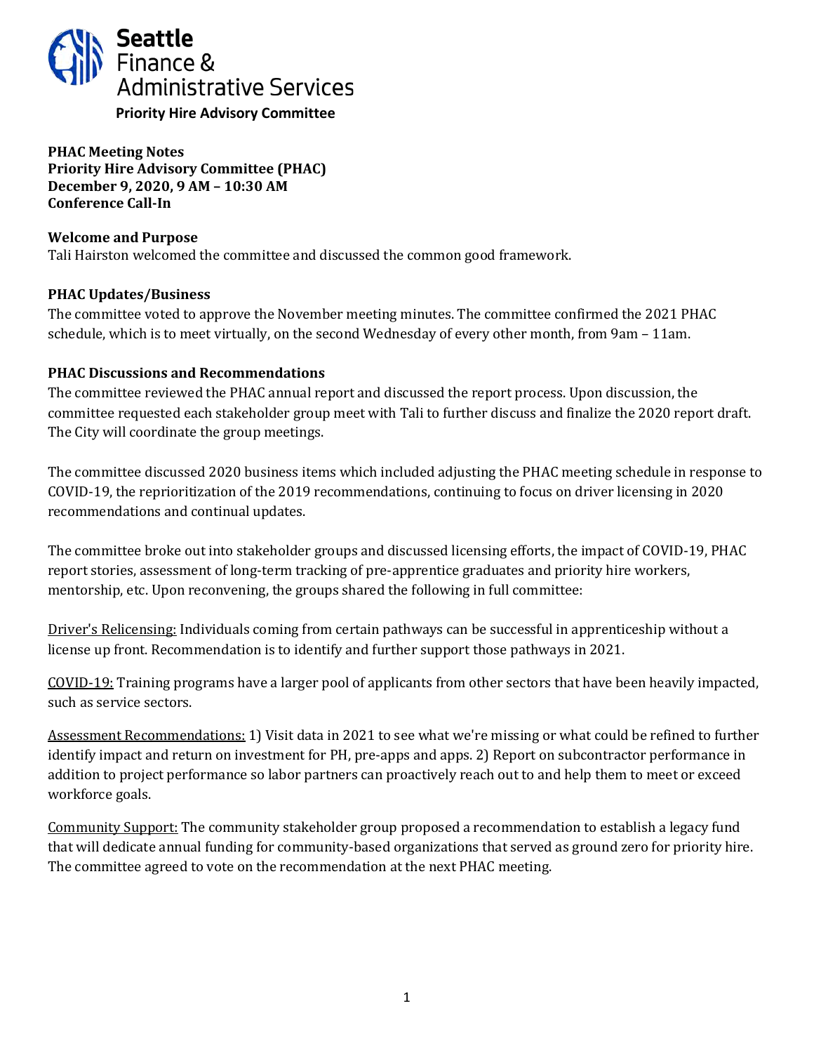**Seattle Finance & Administrative Services**

**Priority Hire Advisory Committee**

**PHAC Meeting Notes**
**Priority Hire Advisory Committee (PHAC)**
**December 9, 2020, 9 AM – 10:30 AM**
**Conference Call-In**

**Welcome and Purpose**

Tali Hairston welcomed the committee and discussed the common good framework.

**PHAC Updates/Business**

The committee voted to approve the November meeting minutes. The committee confirmed the 2021 PHAC schedule, which is to meet virtually, on the second Wednesday of every other month, from 9am – 11am.

**PHAC Discussions and Recommendations**

The committee reviewed the PHAC annual report and discussed the report process. Upon discussion, the committee requested each stakeholder group meet with Tali to further discuss and finalize the 2020 report draft. The City will coordinate the group meetings.

The committee discussed 2020 business items which included adjusting the PHAC meeting schedule in response to COVID-19, the reprioritization of the 2019 recommendations, continuing to focus on driver licensing in 2020 recommendations and continual updates.

The committee broke out into stakeholder groups and discussed licensing efforts, the impact of COVID-19, PHAC report stories, assessment of long-term tracking of pre-apprentice graduates and priority hire workers, mentorship, etc. Upon reconvening, the groups shared the following in full committee:

<u>Driver's Relicensing:</u> Individuals coming from certain pathways can be successful in apprenticeship without a license up front. Recommendation is to identify and further support those pathways in 2021.

<u>COVID-19:</u> Training programs have a larger pool of applicants from other sectors that have been heavily impacted, such as service sectors.

<u>Assessment Recommendations:</u> 1) Visit data in 2021 to see what we're missing or what could be refined to further identify impact and return on investment for PH, pre-apps and apps. 2) Report on subcontractor performance in addition to project performance so labor partners can proactively reach out to and help them to meet or exceed workforce goals.

<u>Community Support:</u> The community stakeholder group proposed a recommendation to establish a legacy fund that will dedicate annual funding for community-based organizations that served as ground zero for priority hire. The committee agreed to vote on the recommendation at the next PHAC meeting.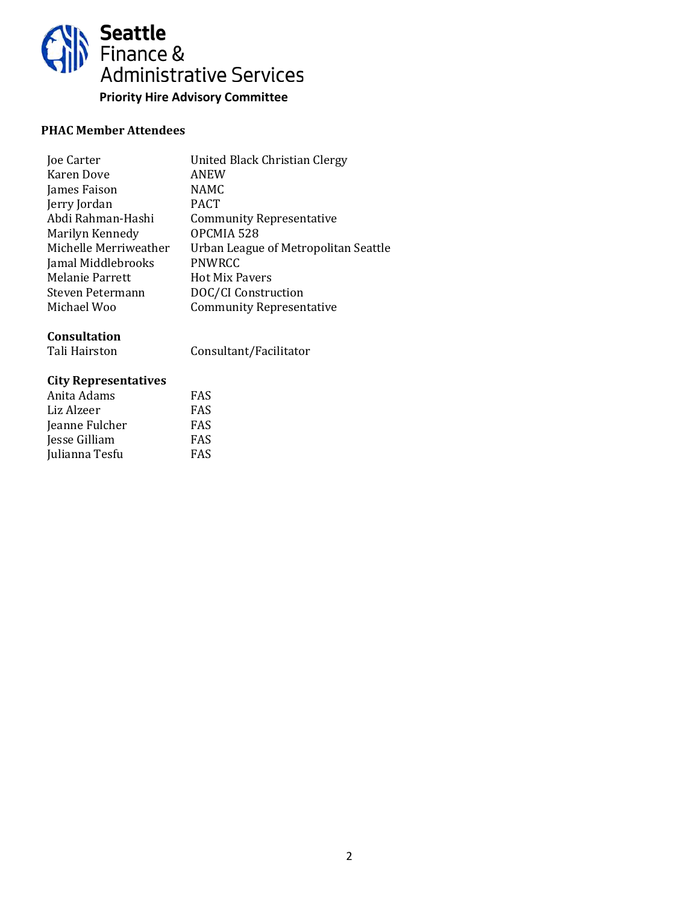# Seattle Finance & Administrative Services

## Priority Hire Advisory Committee

**PHAC Member Attendees**

| | |
|---|---|
| Joe Carter | United Black Christian Clergy |
| Karen Dove | ANEW |
| James Faison | NAMC |
| Jerry Jordan | PACT |
| Abdi Rahman-Hashi | Community Representative |
| Marilyn Kennedy | OPCMIA 528 |
| Michelle Merriweather | Urban League of Metropolitan Seattle |
| Jamal Middlebrooks | PNWRCC |
| Melanie Parrett | Hot Mix Pavers |
| Steven Petermann | DOC/CI Construction |
| Michael Woo | Community Representative |

**Consultation**

| | |
|---|---|
| Tali Hairston | Consultant/Facilitator |

**City Representatives**

| | |
|---|---|
| Anita Adams | FAS |
| Liz Alzeer | FAS |
| Jeanne Fulcher | FAS |
| Jesse Gilliam | FAS |
| Julianna Tesfu | FAS |